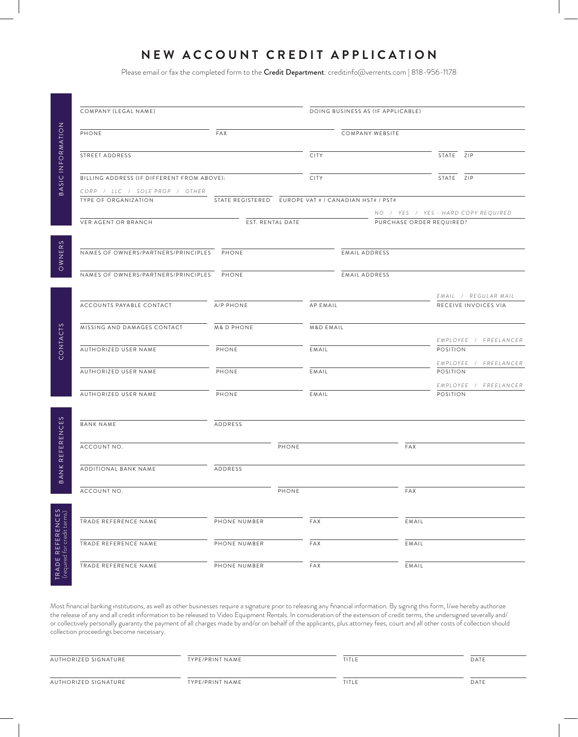# NEW ACCOUNT CREDIT APPLICATION

Please email or fax the completed form to the **Credit Department**: creditinfo@verrents.com | 818-956-1178

## BASIC INFORMATION

COMPANY (LEGAL NAME) ____________________ DOING BUSINESS AS (IF APPLICABLE) ____________________

PHONE ____________ FAX ____________ COMPANY WEBSITE ____________________

STREET ADDRESS ____________________ CITY ____________ STATE ____ ZIP ____

BILLING ADDRESS (IF DIFFERENT FROM ABOVE): ____________________ CITY ____________ STATE ____ ZIP ____

*CORP / LLC / SOLE PROP / OTHER*
TYPE OF ORGANIZATION ____________ STATE REGISTERED ____________ EUROPE VAT # / CANADIAN HST# / PST# ____________

VER AGENT OR BRANCH ____________ EST. RENTAL DATE ____________ *NO / YES / YES - HARD COPY REQUIRED*
PURCHASE ORDER REQUIRED?

## OWNERS

NAMES OF OWNERS/PARTNERS/PRINCIPLES ____________ PHONE ____________ EMAIL ADDRESS ____________

NAMES OF OWNERS/PARTNERS/PRINCIPLES ____________ PHONE ____________ EMAIL ADDRESS ____________

## CONTACTS

ACCOUNTS PAYABLE CONTACT ____________ A/P PHONE ____________ AP EMAIL ____________ *EMAIL / REGULAR MAIL*
RECEIVE INVOICES VIA

MISSING AND DAMAGES CONTACT ____________ M& D PHONE ____________ M&D EMAIL ____________

AUTHORIZED USER NAME ____________ PHONE ____________ EMAIL ____________ *EMPLOYEE / FREELANCER*
POSITION

AUTHORIZED USER NAME ____________ PHONE ____________ EMAIL ____________ *EMPLOYEE / FREELANCER*
POSITION

AUTHORIZED USER NAME ____________ PHONE ____________ EMAIL ____________ *EMPLOYEE / FREELANCER*
POSITION

## BANK REFERENCES

BANK NAME ____________ ADDRESS ____________________

ACCOUNT NO. ____________ PHONE ____________ FAX ____________

ADDITIONAL BANK NAME ____________ ADDRESS ____________________

ACCOUNT NO. ____________ PHONE ____________ FAX ____________

## TRADE REFERENCES (required for credit terms)

TRADE REFERENCE NAME ____________ PHONE NUMBER ____________ FAX ____________ EMAIL ____________

TRADE REFERENCE NAME ____________ PHONE NUMBER ____________ FAX ____________ EMAIL ____________

TRADE REFERENCE NAME ____________ PHONE NUMBER ____________ FAX ____________ EMAIL ____________

Most financial banking institutions, as well as other businesses require a signature prior to releasing any financial information. By signing this form, I/we hereby authorize the release of any and all credit information to be released to Video Equipment Rentals. In consideration of the extension of credit terms, the undersigned severally and/or collectively personally guaranty the payment of all charges made by and/or on behalf of the applicants, plus attorney fees, court and all other costs of collection should collection proceedings become necessary.

AUTHORIZED SIGNATURE ____________ TYPE/PRINT NAME ____________ TITLE ____________ DATE ____________

AUTHORIZED SIGNATURE ____________ TYPE/PRINT NAME ____________ TITLE ____________ DATE ____________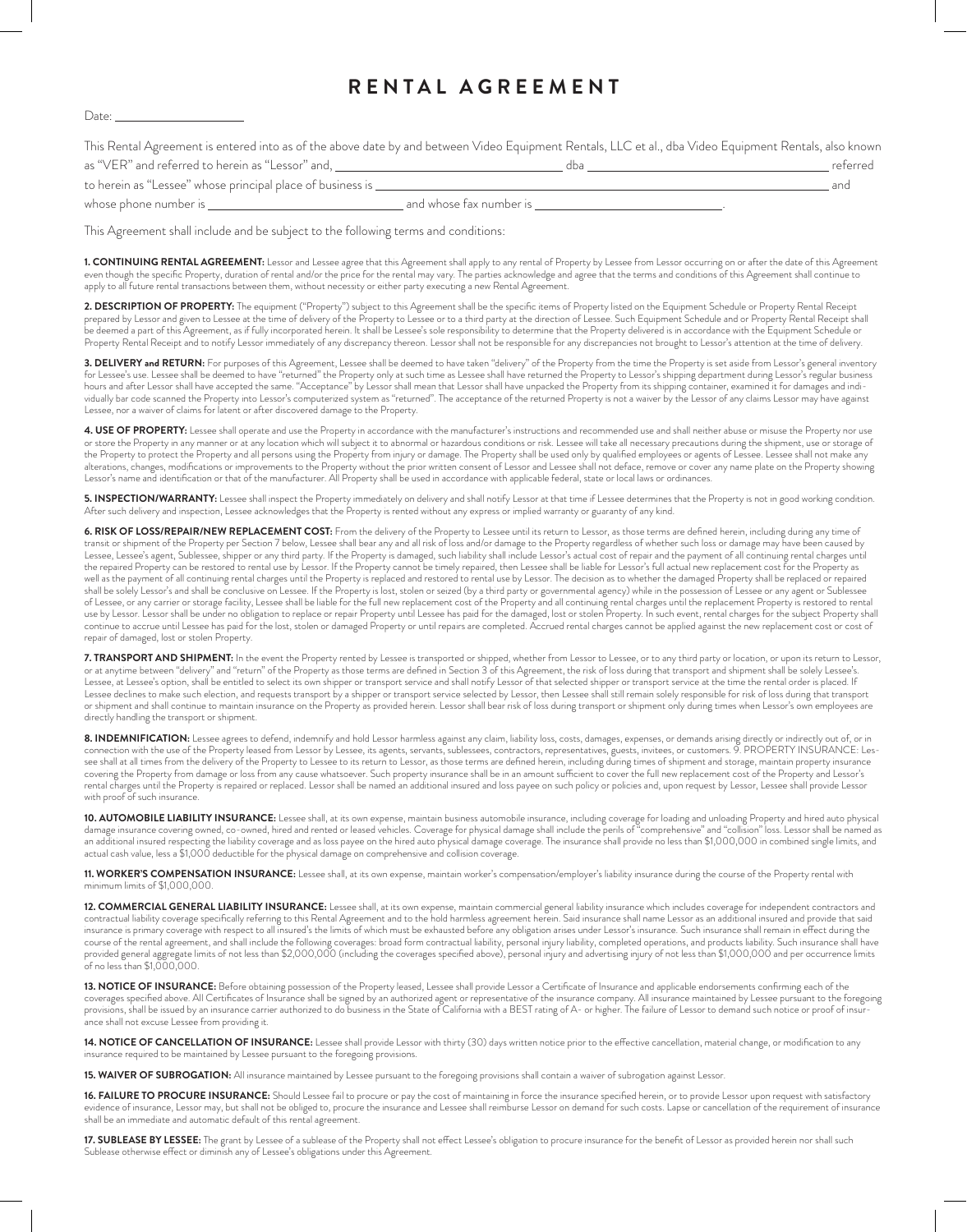// RENTAL AGREEMENT

Date: ____________________

This Rental Agreement is entered into as of the above date by and between Video Equipment Rentals, LLC et al., dba Video Equipment Rentals, also known as "VER" and referred to herein as "Lessor" and, ______________________________ dba ______________________________ referred to herein as "Lessee" whose principal place of business is ______________________________________________ and whose phone number is ____________________ and whose fax number is ____________________.

This Agreement shall include and be subject to the following terms and conditions:

**1. CONTINUING RENTAL AGREEMENT:** Lessor and Lessee agree that this Agreement shall apply to any rental of Property by Lessee from Lessor occurring on or after the date of this Agreement even though the specific Property, duration of rental and/or the price for the rental may vary. The parties acknowledge and agree that the terms and conditions of this Agreement shall continue to apply to all future rental transactions between them, without necessity or either party executing a new Rental Agreement.

**2. DESCRIPTION OF PROPERTY:** The equipment ("Property") subject to this Agreement shall be the specific items of Property listed on the Equipment Schedule or Property Rental Receipt prepared by Lessor and given to Lessee at the time of delivery of the Property to Lessee or to a third party at the direction of Lessee. Such Equipment Schedule and or Property Rental Receipt shall be deemed a part of this Agreement, as if fully incorporated herein. It shall be Lessee's sole responsibility to determine that the Property delivered is in accordance with the Equipment Schedule or Property Rental Receipt and to notify Lessor immediately of any discrepancy thereon. Lessor shall not be responsible for any discrepancies not brought to Lessor's attention at the time of delivery.

**3. DELIVERY and RETURN:** For purposes of this Agreement, Lessee shall be deemed to have taken "delivery" of the Property from the time the Property is set aside from Lessor's general inventory for Lessee's use. Lessee shall be deemed to have "returned" the Property only at such time as Lessee shall have returned the Property to Lessor's shipping department during Lessor's regular business hours and after Lessor shall have accepted the same. "Acceptance" by Lessor shall mean that Lessor shall have unpacked the Property from its shipping container, examined it for damages and individually bar code scanned the Property into Lessor's computerized system as "returned". The acceptance of the returned Property is not a waiver by the Lessor of any claims Lessor may have against Lessee, nor a waiver of claims for latent or after discovered damage to the Property.

**4. USE OF PROPERTY:** Lessee shall operate and use the Property in accordance with the manufacturer's instructions and recommended use and shall neither abuse or misuse the Property nor use or store the Property in any manner or at any location which will subject it to abnormal or hazardous conditions or risk. Lessee will take all necessary precautions during the shipment, use or storage of the Property to protect the Property and all persons using the Property from injury or damage. The Property shall be used only by qualified employees or agents of Lessee. Lessee shall not make any alterations, changes, modifications or improvements to the Property without the prior written consent of Lessor and Lessee shall not deface, remove or cover any name plate on the Property showing Lessor's name and identification or that of the manufacturer. All Property shall be used in accordance with applicable federal, state or local laws or ordinances.

**5. INSPECTION/WARRANTY:** Lessee shall inspect the Property immediately on delivery and shall notify Lessor at that time if Lessee determines that the Property is not in good working condition. After such delivery and inspection, Lessee acknowledges that the Property is rented without any express or implied warranty or guaranty of any kind.

**6. RISK OF LOSS/REPAIR/NEW REPLACEMENT COST:** From the delivery of the Property to Lessee until its return to Lessor, as those terms are defined herein, including during any time of transit or shipment of the Property per Section 7 below, Lessee shall bear any and all risk of loss and/or damage to the Property regardless of whether such loss or damage may have been caused by Lessee, Lessee's agent, Sublessee, shipper or any third party. If the Property is damaged, such liability shall include Lessor's actual cost of repair and the payment of all continuing rental charges until the repaired Property can be restored to rental use by Lessor. If the Property cannot be timely repaired, then Lessee shall be liable for Lessor's full actual new replacement cost for the Property as well as the payment of all continuing rental charges until the Property is replaced and restored to rental use by Lessor. The decision as to whether the damaged Property shall be replaced or repaired shall be solely Lessor's and shall be conclusive on Lessee. If the Property is lost, stolen or seized (by a third party or governmental agency) while in the possession of Lessee or any agent or Sublessee of Lessee, or any carrier or storage facility, Lessee shall be liable for the full new replacement cost of the Property and all continuing rental charges until the replacement Property is restored to rental use by Lessor. Lessor shall be under no obligation to replace or repair Property until Lessee has paid for the damaged, lost or stolen Property. In such event, rental charges for the subject Property shall continue to accrue until Lessee has paid for the lost, stolen or damaged Property or until repairs are completed. Accrued rental charges cannot be applied against the new replacement cost or cost of repair of damaged, lost or stolen Property.

**7. TRANSPORT AND SHIPMENT:** In the event the Property rented by Lessee is transported or shipped, whether from Lessor to Lessee, or to any third party or location, or upon its return to Lessor, or at anytime between "delivery" and "return" of the Property as those terms are defined in Section 3 of this Agreement, the risk of loss during that transport and shipment shall be solely Lessee's. Lessee, at Lessee's option, shall be entitled to select its own shipper or transport service and shall notify Lessor of that selected shipper or transport service at the time the rental order is placed. If Lessee declines to make such election, and requests transport by a shipper or transport service selected by Lessor, then Lessee shall still remain solely responsible for risk of loss during that transport or shipment and shall continue to maintain insurance on the Property as provided herein. Lessor shall bear risk of loss during transport or shipment only during times when Lessor's own employees are directly handling the transport or shipment.

**8. INDEMNIFICATION:** Lessee agrees to defend, indemnify and hold Lessor harmless against any claim, liability loss, costs, damages, expenses, or demands arising directly or indirectly out of, or in connection with the use of the Property leased from Lessor by Lessee, its agents, servants, sublessees, contractors, representatives, guests, invitees, or customers. 9. PROPERTY INSURANCE: Lessee shall at all times from the delivery of the Property to Lessee to its return to Lessor, as those terms are defined herein, including during times of shipment and storage, maintain property insurance covering the Property from damage or loss from any cause whatsoever. Such property insurance shall be in an amount sufficient to cover the full new replacement cost of the Property and Lessor's rental charges until the Property is repaired or replaced. Lessor shall be named an additional insured and loss payee on such policy or policies and, upon request by Lessor, Lessee shall provide Lessor with proof of such insurance.

**10. AUTOMOBILE LIABILITY INSURANCE:** Lessee shall, at its own expense, maintain business automobile insurance, including coverage for loading and unloading Property and hired auto physical damage insurance covering owned, co-owned, hired and rented or leased vehicles. Coverage for physical damage shall include the perils of "comprehensive" and "collision" loss. Lessor shall be named as an additional insured respecting the liability coverage and as loss payee on the hired auto physical damage coverage. The insurance shall provide no less than $1,000,000 in combined single limits, and actual cash value, less a $1,000 deductible for the physical damage on comprehensive and collision coverage.

**11. WORKER'S COMPENSATION INSURANCE:** Lessee shall, at its own expense, maintain worker's compensation/employer's liability insurance during the course of the Property rental with minimum limits of $1,000,000.

**12. COMMERCIAL GENERAL LIABILITY INSURANCE:** Lessee shall, at its own expense, maintain commercial general liability insurance which includes coverage for independent contractors and contractual liability coverage specifically referring to this Rental Agreement and to the hold harmless agreement herein. Said insurance shall name Lessor as an additional insured and provide that said insurance is primary coverage with respect to all insured's the limits of which must be exhausted before any obligation arises under Lessor's insurance. Such insurance shall remain in effect during the course of the rental agreement, and shall include the following coverages: broad form contractual liability, personal injury liability, completed operations, and products liability. Such insurance shall have provided general aggregate limits of not less than $2,000,000 (including the coverages specified above), personal injury and advertising injury of not less than $1,000,000 and per occurrence limits of no less than $1,000,000.

**13. NOTICE OF INSURANCE:** Before obtaining possession of the Property leased, Lessee shall provide Lessor a Certificate of Insurance and applicable endorsements confirming each of the coverages specified above. All Certificates of Insurance shall be signed by an authorized agent or representative of the insurance company. All insurance maintained by Lessee pursuant to the foregoing provisions, shall be issued by an insurance carrier authorized to do business in the State of California with a BEST rating of A- or higher. The failure of Lessor to demand such notice or proof of insurance shall not excuse Lessee from providing it.

**14. NOTICE OF CANCELLATION OF INSURANCE:** Lessee shall provide Lessor with thirty (30) days written notice prior to the effective cancellation, material change, or modification to any insurance required to be maintained by Lessee pursuant to the foregoing provisions.

**15. WAIVER OF SUBROGATION:** All insurance maintained by Lessee pursuant to the foregoing provisions shall contain a waiver of subrogation against Lessor.

**16. FAILURE TO PROCURE INSURANCE:** Should Lessee fail to procure or pay the cost of maintaining in force the insurance specified herein, or to provide Lessor upon request with satisfactory evidence of insurance, Lessor may, but shall not be obliged to, procure the insurance and Lessee shall reimburse Lessor on demand for such costs. Lapse or cancellation of the requirement of insurance shall be an immediate and automatic default of this rental agreement.

**17. SUBLEASE BY LESSEE:** The grant by Lessee of a sublease of the Property shall not effect Lessee's obligation to procure insurance for the benefit of Lessor as provided herein nor shall such Sublease otherwise effect or diminish any of Lessee's obligations under this Agreement.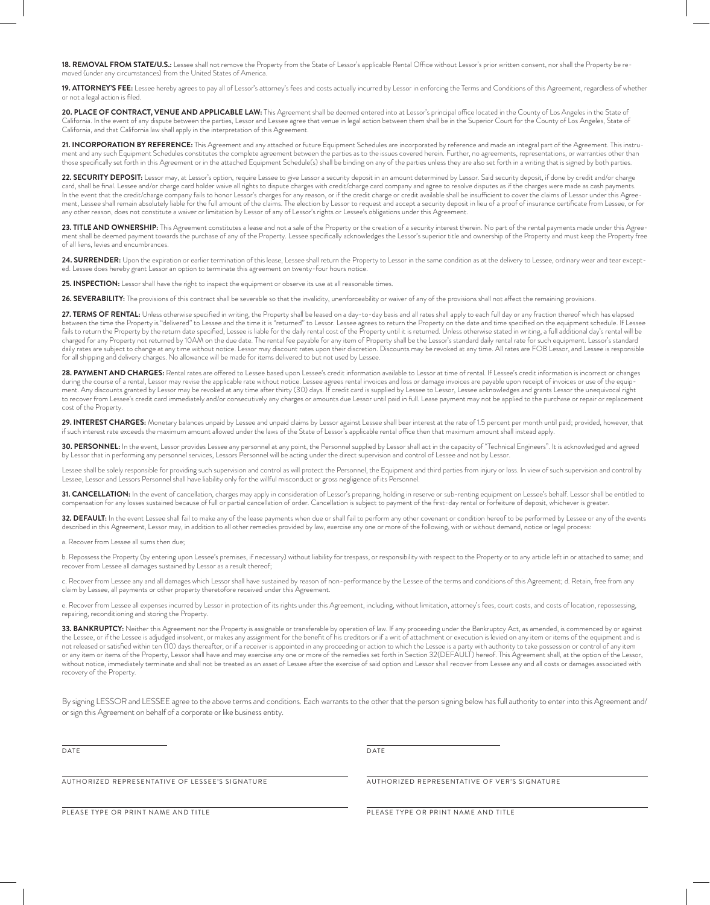**18. REMOVAL FROM STATE/U.S.:** Lessee shall not remove the Property from the State of Lessor's applicable Rental Office without Lessor's prior written consent, nor shall the Property be removed (under any circumstances) from the United States of America.

**19. ATTORNEY'S FEE:** Lessee hereby agrees to pay all of Lessor's attorney's fees and costs actually incurred by Lessor in enforcing the Terms and Conditions of this Agreement, regardless of whether or not a legal action is filed.

**20. PLACE OF CONTRACT, VENUE AND APPLICABLE LAW:** This Agreement shall be deemed entered into at Lessor's principal office located in the County of Los Angeles in the State of California. In the event of any dispute between the parties, Lessor and Lessee agree that venue in legal action between them shall be in the Superior Court for the County of Los Angeles, State of California, and that California law shall apply in the interpretation of this Agreement.

**21. INCORPORATION BY REFERENCE:** This Agreement and any attached or future Equipment Schedules are incorporated by reference and made an integral part of the Agreement. This instrument and any such Equipment Schedules constitutes the complete agreement between the parties as to the issues covered herein. Further, no agreements, representations, or warranties other than those specifically set forth in this Agreement or in the attached Equipment Schedule(s) shall be binding on any of the parties unless they are also set forth in a writing that is signed by both parties.

**22. SECURITY DEPOSIT:** Lessor may, at Lessor's option, require Lessee to give Lessor a security deposit in an amount determined by Lessor. Said security deposit, if done by credit and/or charge card, shall be final. Lessee and/or charge card holder waive all rights to dispute charges with credit/charge card company and agree to resolve disputes as if the charges were made as cash payments. In the event that the credit/charge company fails to honor Lessor's charges for any reason, or if the credit charge or credit available shall be insufficient to cover the claims of Lessor under this Agreement, Lessee shall remain absolutely liable for the full amount of the claims. The election by Lessor to request and accept a security deposit in lieu of a proof of insurance certificate from Lessee, or for any other reason, does not constitute a waiver or limitation by Lessor of any of Lessor's rights or Lessee's obligations under this Agreement.

**23. TITLE AND OWNERSHIP:** This Agreement constitutes a lease and not a sale of the Property or the creation of a security interest therein. No part of the rental payments made under this Agreement shall be deemed payment towards the purchase of any of the Property. Lessee specifically acknowledges the Lessor's superior title and ownership of the Property and must keep the Property free of all liens, levies and encumbrances.

**24. SURRENDER:** Upon the expiration or earlier termination of this lease, Lessee shall return the Property to Lessor in the same condition as at the delivery to Lessee, ordinary wear and tear excepted. Lessee does hereby grant Lessor an option to terminate this agreement on twenty-four hours notice.

**25. INSPECTION:** Lessor shall have the right to inspect the equipment or observe its use at all reasonable times.

**26. SEVERABILITY:** The provisions of this contract shall be severable so that the invalidity, unenforceability or waiver of any of the provisions shall not affect the remaining provisions.

**27. TERMS OF RENTAL:** Unless otherwise specified in writing, the Property shall be leased on a day-to-day basis and all rates shall apply to each full day or any fraction thereof which has elapsed between the time the Property is "delivered" to Lessee and the time it is "returned" to Lessor. Lessee agrees to return the Property on the date and time specified on the equipment schedule. If Lessee fails to return the Property by the return date specified, Lessee is liable for the daily rental cost of the Property until it is returned. Unless otherwise stated in writing, a full additional day's rental will be charged for any Property not returned by 10AM on the due date. The rental fee payable for any item of Property shall be the Lessor's standard daily rental rate for such equipment. Lessor's standard daily rates are subject to change at any time without notice. Lessor may discount rates upon their discretion. Discounts may be revoked at any time. All rates are FOB Lessor, and Lessee is responsible for all shipping and delivery charges. No allowance will be made for items delivered to but not used by Lessee.

**28. PAYMENT AND CHARGES:** Rental rates are offered to Lessee based upon Lessee's credit information available to Lessor at time of rental. If Lessee's credit information is incorrect or changes during the course of a rental, Lessor may revise the applicable rate without notice. Lessee agrees rental invoices and loss or damage invoices are payable upon receipt of invoices or use of the equipment. Any discounts granted by Lessor may be revoked at any time after thirty (30) days. If credit card is supplied by Lessee to Lessor, Lessee acknowledges and grants Lessor the unequivocal right to recover from Lessee's credit card immediately and/or consecutively any charges or amounts due Lessor until paid in full. Lease payment may not be applied to the purchase or repair or replacement cost of the Property.

**29. INTEREST CHARGES:** Monetary balances unpaid by Lessee and unpaid claims by Lessor against Lessee shall bear interest at the rate of 1.5 percent per month until paid; provided, however, that if such interest rate exceeds the maximum amount allowed under the laws of the State of Lessor's applicable rental office then that maximum amount shall instead apply.

**30. PERSONNEL:** In the event, Lessor provides Lessee any personnel at any point, the Personnel supplied by Lessor shall act in the capacity of "Technical Engineers". It is acknowledged and agreed by Lessor that in performing any personnel services, Lessors Personnel will be acting under the direct supervision and control of Lessee and not by Lessor.

Lessee shall be solely responsible for providing such supervision and control as will protect the Personnel, the Equipment and third parties from injury or loss. In view of such supervision and control by Lessee, Lessor and Lessors Personnel shall have liability only for the willful misconduct or gross negligence of its Personnel.

**31. CANCELLATION:** In the event of cancellation, charges may apply in consideration of Lessor's preparing, holding in reserve or sub-renting equipment on Lessee's behalf. Lessor shall be entitled to compensation for any losses sustained because of full or partial cancellation of order. Cancellation is subject to payment of the first-day rental or forfeiture of deposit, whichever is greater.

**32. DEFAULT:** In the event Lessee shall fail to make any of the lease payments when due or shall fail to perform any other covenant or condition hereof to be performed by Lessee or any of the events described in this Agreement, Lessor may, in addition to all other remedies provided by law, exercise any one or more of the following, with or without demand, notice or legal process:

a. Recover from Lessee all sums then due;

b. Repossess the Property (by entering upon Lessee's premises, if necessary) without liability for trespass, or responsibility with respect to the Property or to any article left in or attached to same; and recover from Lessee all damages sustained by Lessor as a result thereof;

c. Recover from Lessee any and all damages which Lessor shall have sustained by reason of non-performance by the Lessee of the terms and conditions of this Agreement; d. Retain, free from any claim by Lessee, all payments or other property theretofore received under this Agreement.

e. Recover from Lessee all expenses incurred by Lessor in protection of its rights under this Agreement, including, without limitation, attorney's fees, court costs, and costs of location, repossessing, repairing, reconditioning and storing the Property.

**33. BANKRUPTCY:** Neither this Agreement nor the Property is assignable or transferable by operation of law. If any proceeding under the Bankruptcy Act, as amended, is commenced by or against the Lessee, or if the Lessee is adjudged insolvent, or makes any assignment for the benefit of his creditors or if a writ of attachment or execution is levied on any item or items of the equipment and is not released or satisfied within ten (10) days thereafter, or if a receiver is appointed in any proceeding or action to which the Lessee is a party with authority to take possession or control of any item or any item or items of the Property, Lessor shall have and may exercise any one or more of the remedies set forth in Section 32(DEFAULT) hereof. This Agreement shall, at the option of the Lessor, without notice, immediately terminate and shall not be treated as an asset of Lessee after the exercise of said option and Lessor shall recover from Lessee any and all costs or damages associated with recovery of the Property.

By signing LESSOR and LESSEE agree to the above terms and conditions. Each warrants to the other that the person signing below has full authority to enter into this Agreement and/or sign this Agreement on behalf of a corporate or like business entity.

| | |
|---|---|
| DATE | DATE |
| AUTHORIZED REPRESENTATIVE OF LESSEE'S SIGNATURE | AUTHORIZED REPRESENTATIVE OF VER'S SIGNATURE |
| PLEASE TYPE OR PRINT NAME AND TITLE | PLEASE TYPE OR PRINT NAME AND TITLE |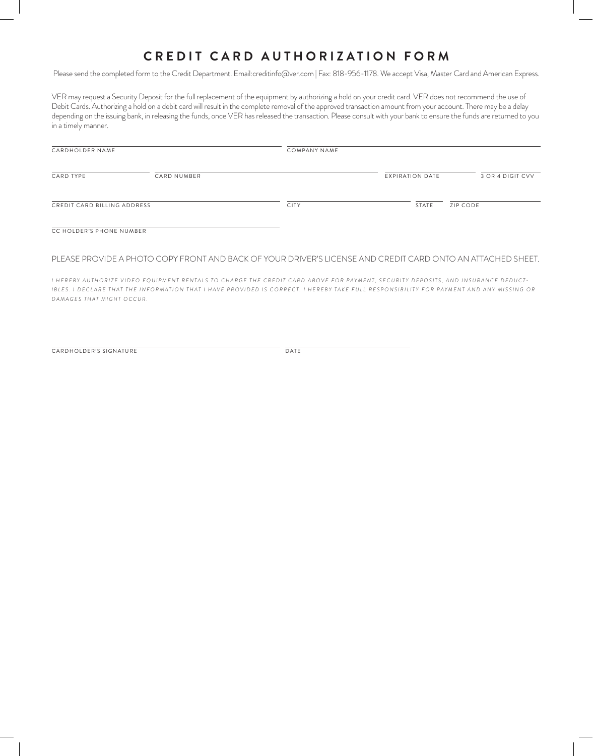# CREDIT CARD AUTHORIZATION FORM

Please send the completed form to the Credit Department. Email:creditinfo@ver.com | Fax: 818-956-1178. We accept Visa, Master Card and American Express.

VER may request a Security Deposit for the full replacement of the equipment by authorizing a hold on your credit card. VER does not recommend the use of Debit Cards. Authorizing a hold on a debit card will result in the complete removal of the approved transaction amount from your account. There may be a delay depending on the issuing bank, in releasing the funds, once VER has released the transaction. Please consult with your bank to ensure the funds are returned to you in a timely manner.

CARDHOLDER NAME ______________________ COMPANY NAME ______________________

CARD TYPE __________ CARD NUMBER ______________________ EXPIRATION DATE __________ 3 OR 4 DIGIT CVV __________

CREDIT CARD BILLING ADDRESS ______________________ CITY __________ STATE ______ ZIP CODE __________

CC HOLDER'S PHONE NUMBER ______________________

PLEASE PROVIDE A PHOTO COPY FRONT AND BACK OF YOUR DRIVER'S LICENSE AND CREDIT CARD ONTO AN ATTACHED SHEET.

*I HEREBY AUTHORIZE VIDEO EQUIPMENT RENTALS TO CHARGE THE CREDIT CARD ABOVE FOR PAYMENT, SECURITY DEPOSITS, AND INSURANCE DEDUCTIBLES. I DECLARE THAT THE INFORMATION THAT I HAVE PROVIDED IS CORRECT. I HEREBY TAKE FULL RESPONSIBILITY FOR PAYMENT AND ANY MISSING OR DAMAGES THAT MIGHT OCCUR.*

CARDHOLDER'S SIGNATURE ______________________ DATE __________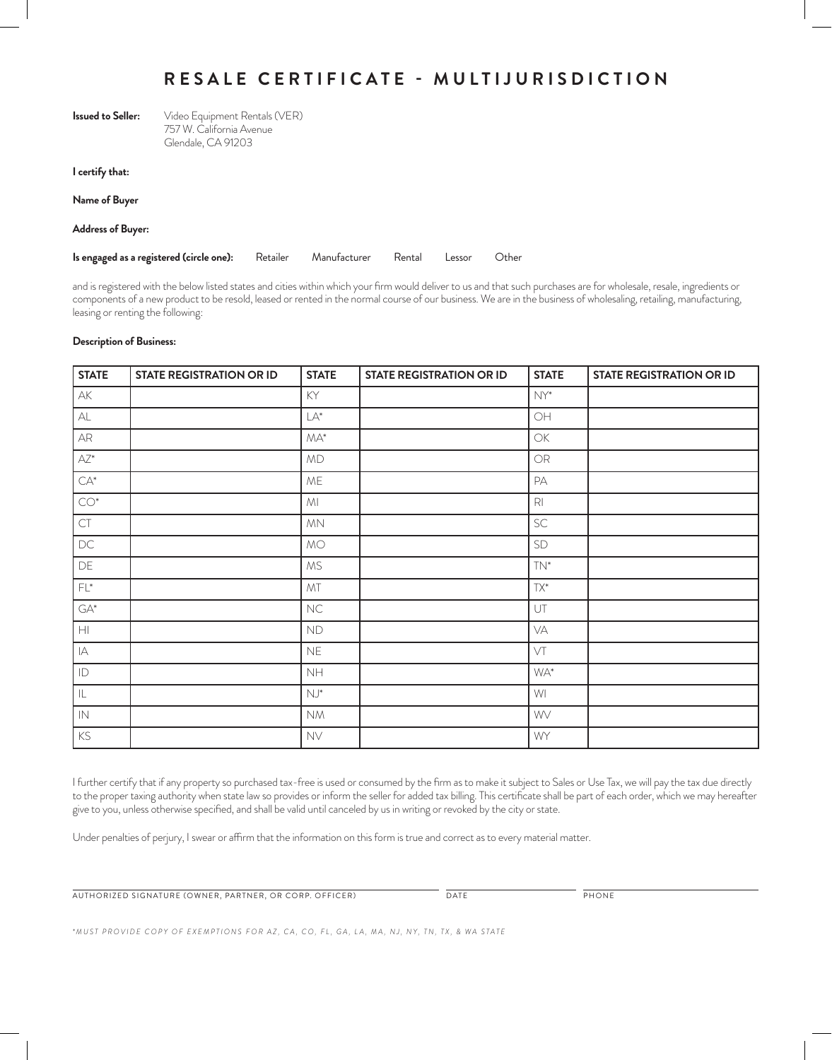# RESALE CERTIFICATE - MULTIJURISDICTION

**Issued to Seller:** Video Equipment Rentals (VER)
757 W. California Avenue
Glendale, CA 91203

**I certify that:**

**Name of Buyer**

**Address of Buyer:**

**Is engaged as a registered (circle one):** Retailer Manufacturer Rental Lessor Other

and is registered with the below listed states and cities within which your firm would deliver to us and that such purchases are for wholesale, resale, ingredients or components of a new product to be resold, leased or rented in the normal course of our business. We are in the business of wholesaling, retailing, manufacturing, leasing or renting the following:

**Description of Business:**

| STATE | STATE REGISTRATION OR ID | STATE | STATE REGISTRATION OR ID | STATE | STATE REGISTRATION OR ID |
|---|---|---|---|---|---|
| AK | | KY | | NY* | |
| AL | | LA* | | OH | |
| AR | | MA* | | OK | |
| AZ* | | MD | | OR | |
| CA* | | ME | | PA | |
| CO* | | MI | | RI | |
| CT | | MN | | SC | |
| DC | | MO | | SD | |
| DE | | MS | | TN* | |
| FL* | | MT | | TX* | |
| GA* | | NC | | UT | |
| HI | | ND | | VA | |
| IA | | NE | | VT | |
| ID | | NH | | WA* | |
| IL | | NJ* | | WI | |
| IN | | NM | | WV | |
| KS | | NV | | WY | |

I further certify that if any property so purchased tax-free is used or consumed by the firm as to make it subject to Sales or Use Tax, we will pay the tax due directly to the proper taxing authority when state law so provides or inform the seller for added tax billing. This certificate shall be part of each order, which we may hereafter give to you, unless otherwise specified, and shall be valid until canceled by us in writing or revoked by the city or state.

Under penalties of perjury, I swear or affirm that the information on this form is true and correct as to every material matter.

AUTHORIZED SIGNATURE (OWNER, PARTNER, OR CORP. OFFICER) DATE PHONE

*\*MUST PROVIDE COPY OF EXEMPTIONS FOR AZ, CA, CO, FL, GA, LA, MA, NJ, NY, TN, TX, & WA STATE*